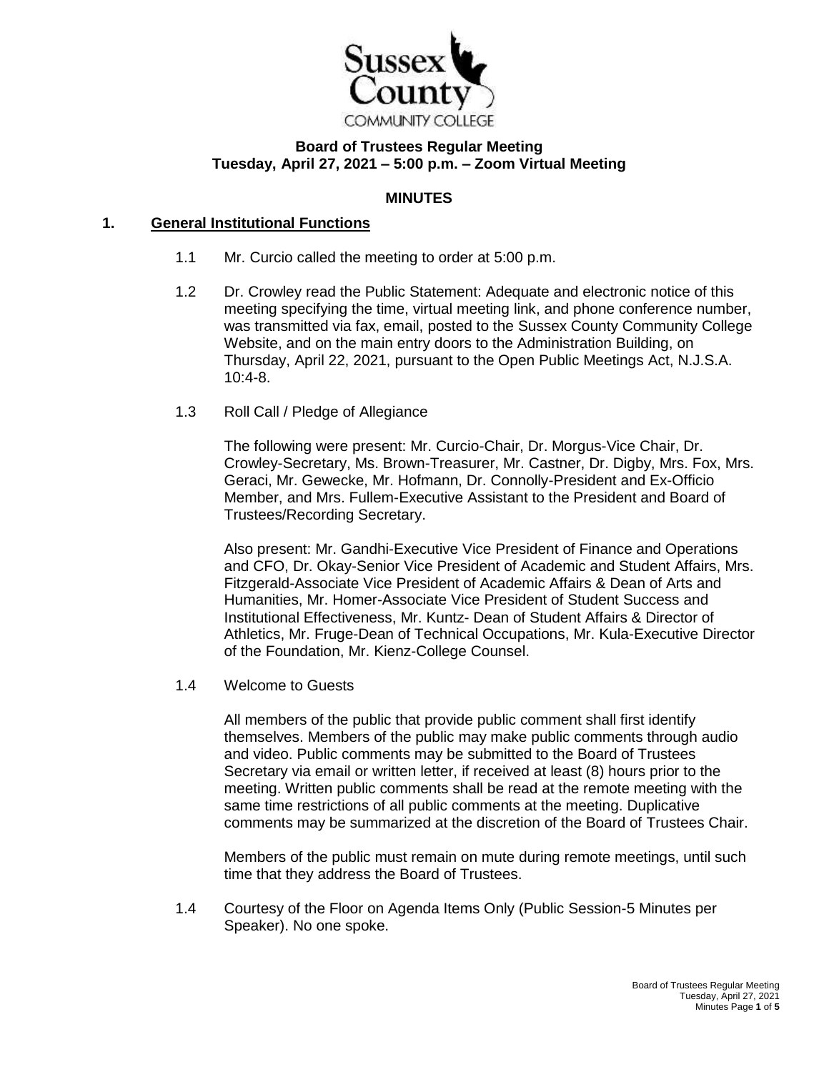**Board of Trustees Regular Meeting**
**Tuesday, April 27, 2021 – 5:00 p.m. – Zoom Virtual Meeting**

**MINUTES**

## 1. General Institutional Functions

1.1 Mr. Curcio called the meeting to order at 5:00 p.m.

1.2 Dr. Crowley read the Public Statement: Adequate and electronic notice of this meeting specifying the time, virtual meeting link, and phone conference number, was transmitted via fax, email, posted to the Sussex County Community College Website, and on the main entry doors to the Administration Building, on Thursday, April 22, 2021, pursuant to the Open Public Meetings Act, N.J.S.A. 10:4-8.

1.3 Roll Call / Pledge of Allegiance

The following were present: Mr. Curcio-Chair, Dr. Morgus-Vice Chair, Dr. Crowley-Secretary, Ms. Brown-Treasurer, Mr. Castner, Dr. Digby, Mrs. Fox, Mrs. Geraci, Mr. Gewecke, Mr. Hofmann, Dr. Connolly-President and Ex-Officio Member, and Mrs. Fullem-Executive Assistant to the President and Board of Trustees/Recording Secretary.

Also present: Mr. Gandhi-Executive Vice President of Finance and Operations and CFO, Dr. Okay-Senior Vice President of Academic and Student Affairs, Mrs. Fitzgerald-Associate Vice President of Academic Affairs & Dean of Arts and Humanities, Mr. Homer-Associate Vice President of Student Success and Institutional Effectiveness, Mr. Kuntz- Dean of Student Affairs & Director of Athletics, Mr. Fruge-Dean of Technical Occupations, Mr. Kula-Executive Director of the Foundation, Mr. Kienz-College Counsel.

1.4 Welcome to Guests

All members of the public that provide public comment shall first identify themselves. Members of the public may make public comments through audio and video. Public comments may be submitted to the Board of Trustees Secretary via email or written letter, if received at least (8) hours prior to the meeting. Written public comments shall be read at the remote meeting with the same time restrictions of all public comments at the meeting. Duplicative comments may be summarized at the discretion of the Board of Trustees Chair.

Members of the public must remain on mute during remote meetings, until such time that they address the Board of Trustees.

1.4 Courtesy of the Floor on Agenda Items Only (Public Session-5 Minutes per Speaker). No one spoke.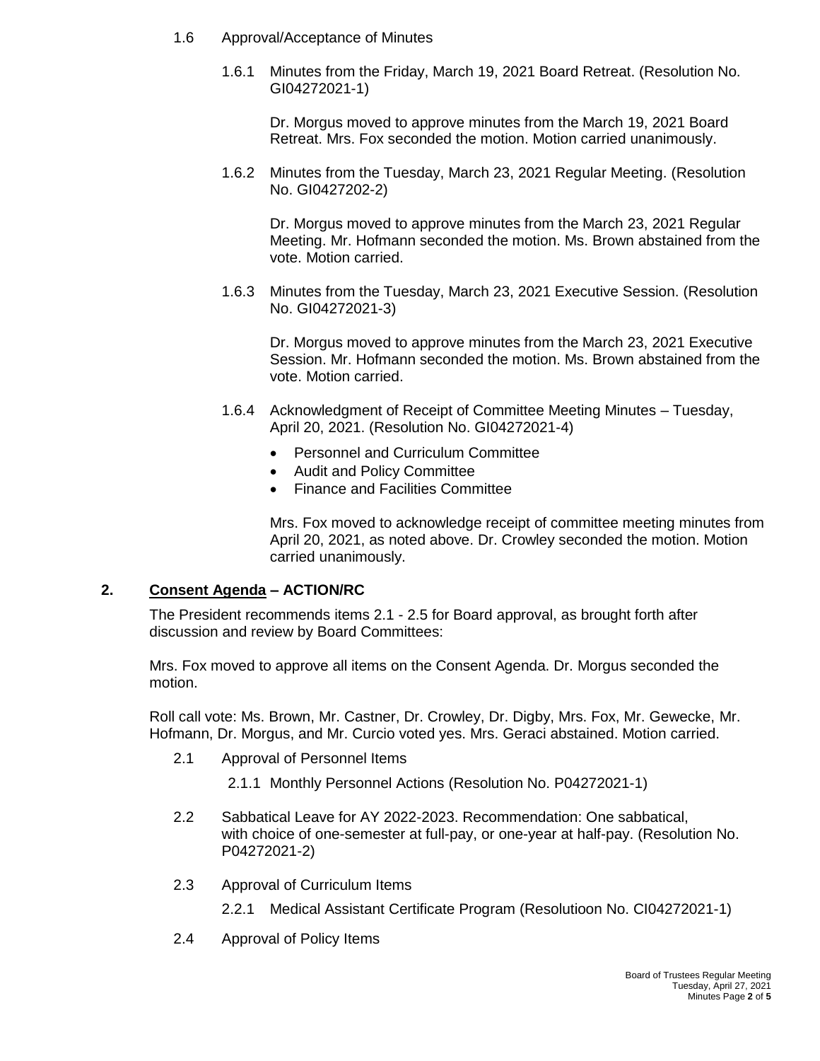1.6 Approval/Acceptance of Minutes

1.6.1 Minutes from the Friday, March 19, 2021 Board Retreat. (Resolution No. GI04272021-1)

Dr. Morgus moved to approve minutes from the March 19, 2021 Board Retreat. Mrs. Fox seconded the motion. Motion carried unanimously.

1.6.2 Minutes from the Tuesday, March 23, 2021 Regular Meeting. (Resolution No. GI0427202-2)

Dr. Morgus moved to approve minutes from the March 23, 2021 Regular Meeting. Mr. Hofmann seconded the motion. Ms. Brown abstained from the vote. Motion carried.

1.6.3 Minutes from the Tuesday, March 23, 2021 Executive Session. (Resolution No. GI04272021-3)

Dr. Morgus moved to approve minutes from the March 23, 2021 Executive Session. Mr. Hofmann seconded the motion. Ms. Brown abstained from the vote. Motion carried.

1.6.4 Acknowledgment of Receipt of Committee Meeting Minutes – Tuesday, April 20, 2021. (Resolution No. GI04272021-4)

- Personnel and Curriculum Committee
- Audit and Policy Committee
- Finance and Facilities Committee

Mrs. Fox moved to acknowledge receipt of committee meeting minutes from April 20, 2021, as noted above. Dr. Crowley seconded the motion. Motion carried unanimously.

## 2. Consent Agenda – ACTION/RC

The President recommends items 2.1 - 2.5 for Board approval, as brought forth after discussion and review by Board Committees:

Mrs. Fox moved to approve all items on the Consent Agenda. Dr. Morgus seconded the motion.

Roll call vote: Ms. Brown, Mr. Castner, Dr. Crowley, Dr. Digby, Mrs. Fox, Mr. Gewecke, Mr. Hofmann, Dr. Morgus, and Mr. Curcio voted yes. Mrs. Geraci abstained. Motion carried.

2.1 Approval of Personnel Items

2.1.1 Monthly Personnel Actions (Resolution No. P04272021-1)

2.2 Sabbatical Leave for AY 2022-2023. Recommendation: One sabbatical, with choice of one-semester at full-pay, or one-year at half-pay. (Resolution No. P04272021-2)

2.3 Approval of Curriculum Items

2.2.1 Medical Assistant Certificate Program (Resolutioon No. CI04272021-1)

2.4 Approval of Policy Items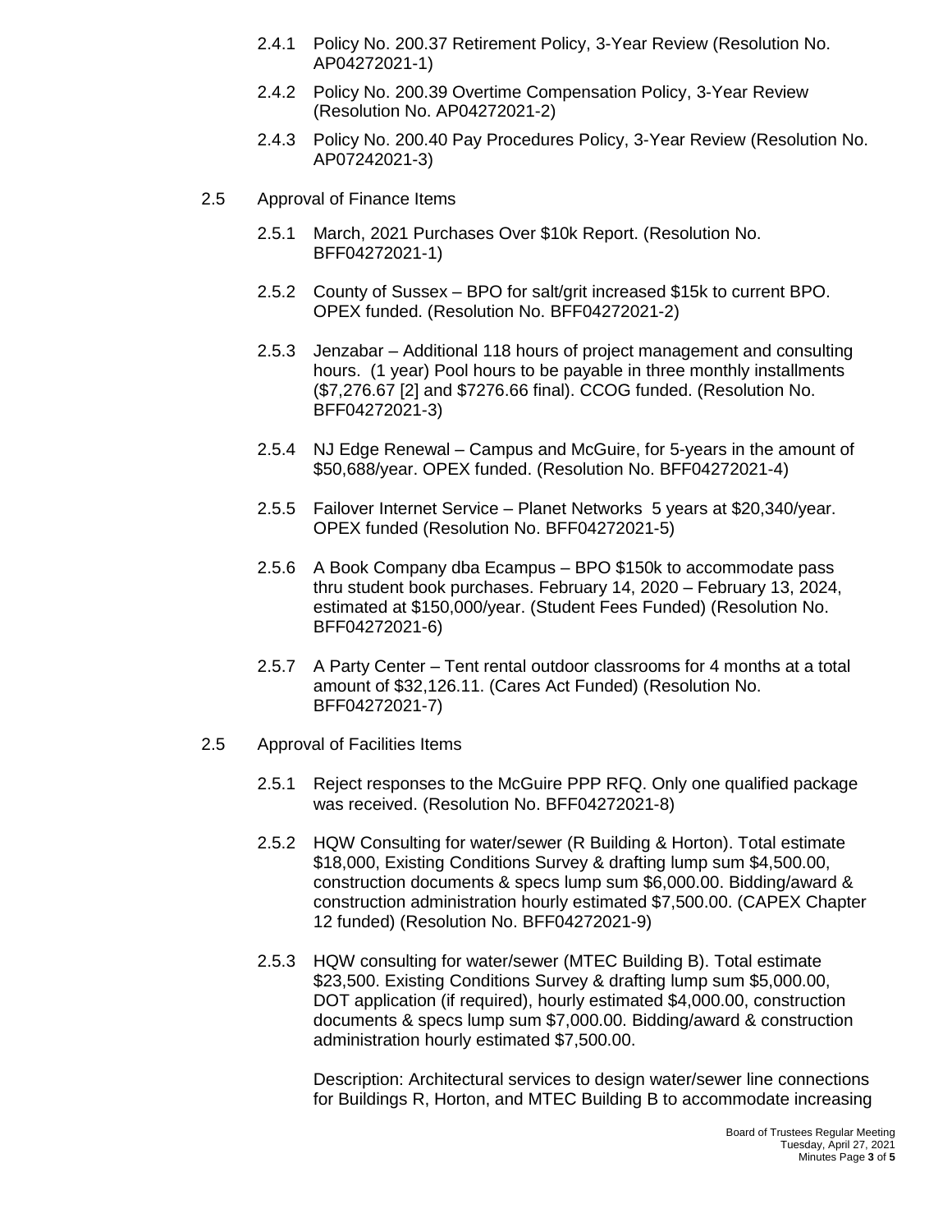2.4.1 Policy No. 200.37 Retirement Policy, 3-Year Review (Resolution No. AP04272021-1)

2.4.2 Policy No. 200.39 Overtime Compensation Policy, 3-Year Review (Resolution No. AP04272021-2)

2.4.3 Policy No. 200.40 Pay Procedures Policy, 3-Year Review (Resolution No. AP07242021-3)

2.5 Approval of Finance Items

2.5.1 March, 2021 Purchases Over $10k Report. (Resolution No. BFF04272021-1)

2.5.2 County of Sussex – BPO for salt/grit increased $15k to current BPO. OPEX funded. (Resolution No. BFF04272021-2)

2.5.3 Jenzabar – Additional 118 hours of project management and consulting hours. (1 year) Pool hours to be payable in three monthly installments ($7,276.67 [2] and $7276.66 final). CCOG funded. (Resolution No. BFF04272021-3)

2.5.4 NJ Edge Renewal – Campus and McGuire, for 5-years in the amount of $50,688/year. OPEX funded. (Resolution No. BFF04272021-4)

2.5.5 Failover Internet Service – Planet Networks 5 years at $20,340/year. OPEX funded (Resolution No. BFF04272021-5)

2.5.6 A Book Company dba Ecampus – BPO $150k to accommodate pass thru student book purchases. February 14, 2020 – February 13, 2024, estimated at $150,000/year. (Student Fees Funded) (Resolution No. BFF04272021-6)

2.5.7 A Party Center – Tent rental outdoor classrooms for 4 months at a total amount of $32,126.11. (Cares Act Funded) (Resolution No. BFF04272021-7)

2.5 Approval of Facilities Items

2.5.1 Reject responses to the McGuire PPP RFQ. Only one qualified package was received. (Resolution No. BFF04272021-8)

2.5.2 HQW Consulting for water/sewer (R Building & Horton). Total estimate $18,000, Existing Conditions Survey & drafting lump sum $4,500.00, construction documents & specs lump sum $6,000.00. Bidding/award & construction administration hourly estimated $7,500.00. (CAPEX Chapter 12 funded) (Resolution No. BFF04272021-9)

2.5.3 HQW consulting for water/sewer (MTEC Building B). Total estimate $23,500. Existing Conditions Survey & drafting lump sum $5,000.00, DOT application (if required), hourly estimated $4,000.00, construction documents & specs lump sum $7,000.00. Bidding/award & construction administration hourly estimated $7,500.00.

Description: Architectural services to design water/sewer line connections for Buildings R, Horton, and MTEC Building B to accommodate increasing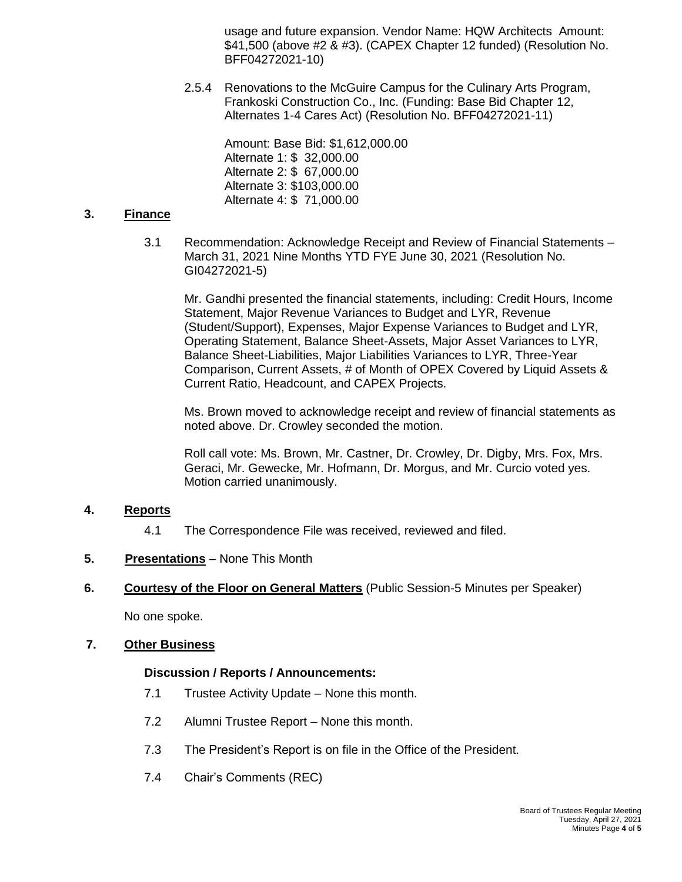usage and future expansion. Vendor Name: HQW Architects Amount: $41,500 (above #2 & #3). (CAPEX Chapter 12 funded) (Resolution No. BFF04272021-10)

2.5.4 Renovations to the McGuire Campus for the Culinary Arts Program, Frankoski Construction Co., Inc. (Funding: Base Bid Chapter 12, Alternates 1-4 Cares Act) (Resolution No. BFF04272021-11)

Amount: Base Bid: $1,612,000.00
Alternate 1: $ 32,000.00
Alternate 2: $ 67,000.00
Alternate 3: $103,000.00
Alternate 4: $ 71,000.00

## 3. Finance

3.1 Recommendation: Acknowledge Receipt and Review of Financial Statements – March 31, 2021 Nine Months YTD FYE June 30, 2021 (Resolution No. GI04272021-5)

Mr. Gandhi presented the financial statements, including: Credit Hours, Income Statement, Major Revenue Variances to Budget and LYR, Revenue (Student/Support), Expenses, Major Expense Variances to Budget and LYR, Operating Statement, Balance Sheet-Assets, Major Asset Variances to LYR, Balance Sheet-Liabilities, Major Liabilities Variances to LYR, Three-Year Comparison, Current Assets, # of Month of OPEX Covered by Liquid Assets & Current Ratio, Headcount, and CAPEX Projects.

Ms. Brown moved to acknowledge receipt and review of financial statements as noted above. Dr. Crowley seconded the motion.

Roll call vote: Ms. Brown, Mr. Castner, Dr. Crowley, Dr. Digby, Mrs. Fox, Mrs. Geraci, Mr. Gewecke, Mr. Hofmann, Dr. Morgus, and Mr. Curcio voted yes. Motion carried unanimously.

## 4. Reports

4.1 The Correspondence File was received, reviewed and filed.

## 5. Presentations – None This Month

## 6. Courtesy of the Floor on General Matters (Public Session-5 Minutes per Speaker)

No one spoke.

## 7. Other Business

**Discussion / Reports / Announcements:**

7.1 Trustee Activity Update – None this month.

7.2 Alumni Trustee Report – None this month.

7.3 The President's Report is on file in the Office of the President.

7.4 Chair's Comments (REC)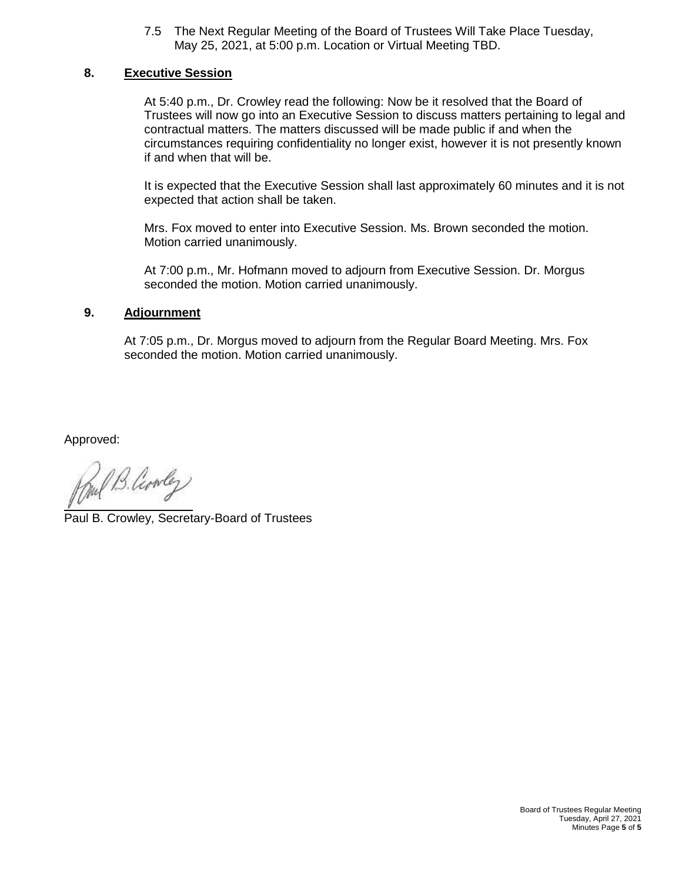7.5 The Next Regular Meeting of the Board of Trustees Will Take Place Tuesday, May 25, 2021, at 5:00 p.m. Location or Virtual Meeting TBD.

## 8. Executive Session

At 5:40 p.m., Dr. Crowley read the following: Now be it resolved that the Board of Trustees will now go into an Executive Session to discuss matters pertaining to legal and contractual matters. The matters discussed will be made public if and when the circumstances requiring confidentiality no longer exist, however it is not presently known if and when that will be.

It is expected that the Executive Session shall last approximately 60 minutes and it is not expected that action shall be taken.

Mrs. Fox moved to enter into Executive Session. Ms. Brown seconded the motion. Motion carried unanimously.

At 7:00 p.m., Mr. Hofmann moved to adjourn from Executive Session. Dr. Morgus seconded the motion. Motion carried unanimously.

## 9. Adjournment

At 7:05 p.m., Dr. Morgus moved to adjourn from the Regular Board Meeting. Mrs. Fox seconded the motion. Motion carried unanimously.

Approved:

Paul B. Crowley

Paul B. Crowley, Secretary-Board of Trustees